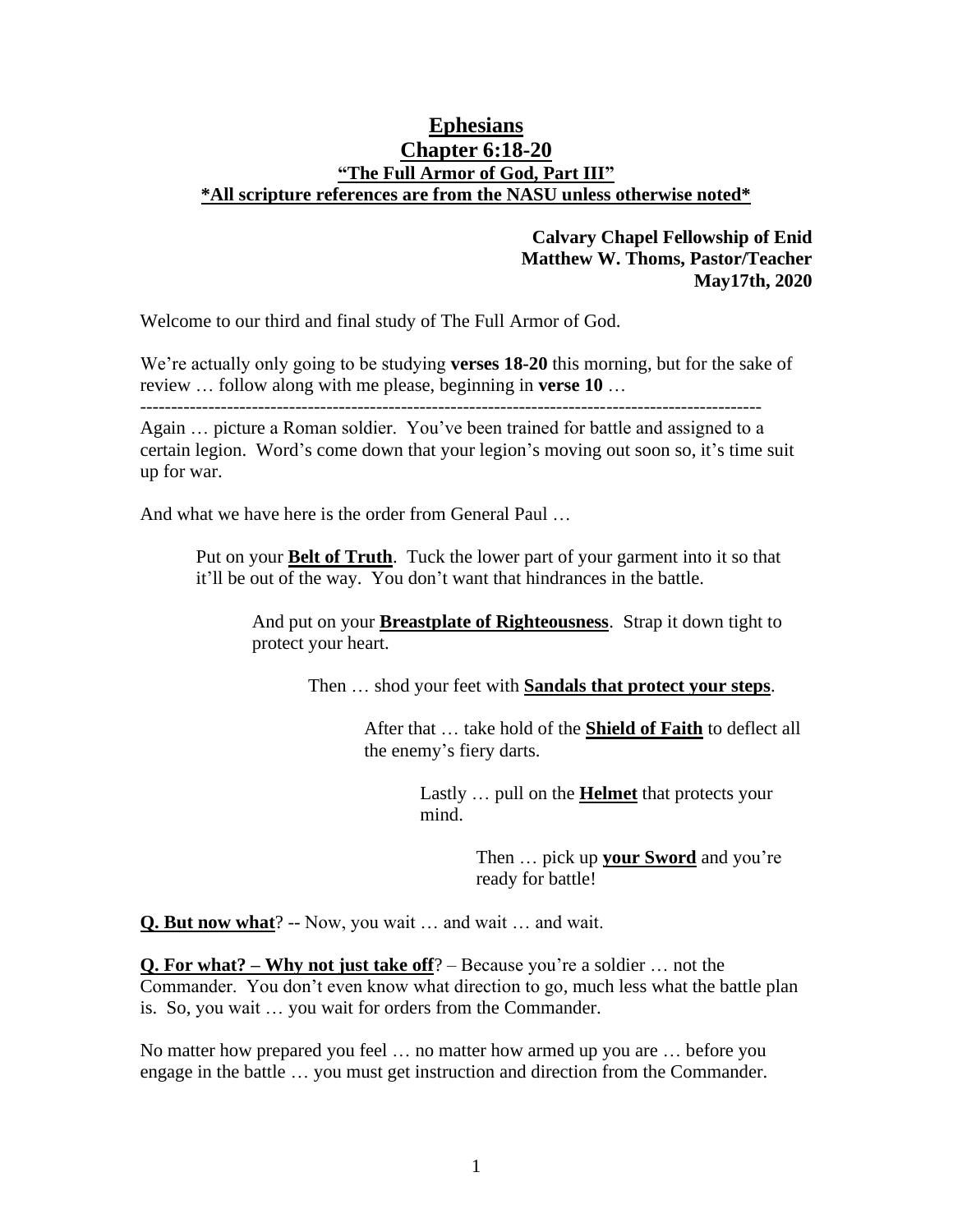# Ephesians

## Chapter 6:18-20

### "The Full Armor of God, Part III"

**\*All scripture references are from the NASU unless otherwise noted\***

**Calvary Chapel Fellowship of Enid**
**Matthew W. Thoms, Pastor/Teacher**
**May17th, 2020**

Welcome to our third and final study of The Full Armor of God.

We're actually only going to be studying **verses 18-20** this morning, but for the sake of review … follow along with me please, beginning in **verse 10** …

---

Again … picture a Roman soldier. You've been trained for battle and assigned to a certain legion. Word's come down that your legion's moving out soon so, it's time suit up for war.

And what we have here is the order from General Paul …

> Put on your **Belt of Truth**. Tuck the lower part of your garment into it so that it'll be out of the way. You don't want that hindrances in the battle.
>
> And put on your **Breastplate of Righteousness**. Strap it down tight to protect your heart.
>
> Then … shod your feet with **Sandals that protect your steps**.
>
> After that … take hold of the **Shield of Faith** to deflect all the enemy's fiery darts.
>
> Lastly … pull on the **Helmet** that protects your mind.
>
> Then … pick up **your Sword** and you're ready for battle!

**Q. But now what**? -- Now, you wait … and wait … and wait.

**Q. For what? – Why not just take off**? – Because you're a soldier … not the Commander. You don't even know what direction to go, much less what the battle plan is. So, you wait … you wait for orders from the Commander.

No matter how prepared you feel … no matter how armed up you are … before you engage in the battle … you must get instruction and direction from the Commander.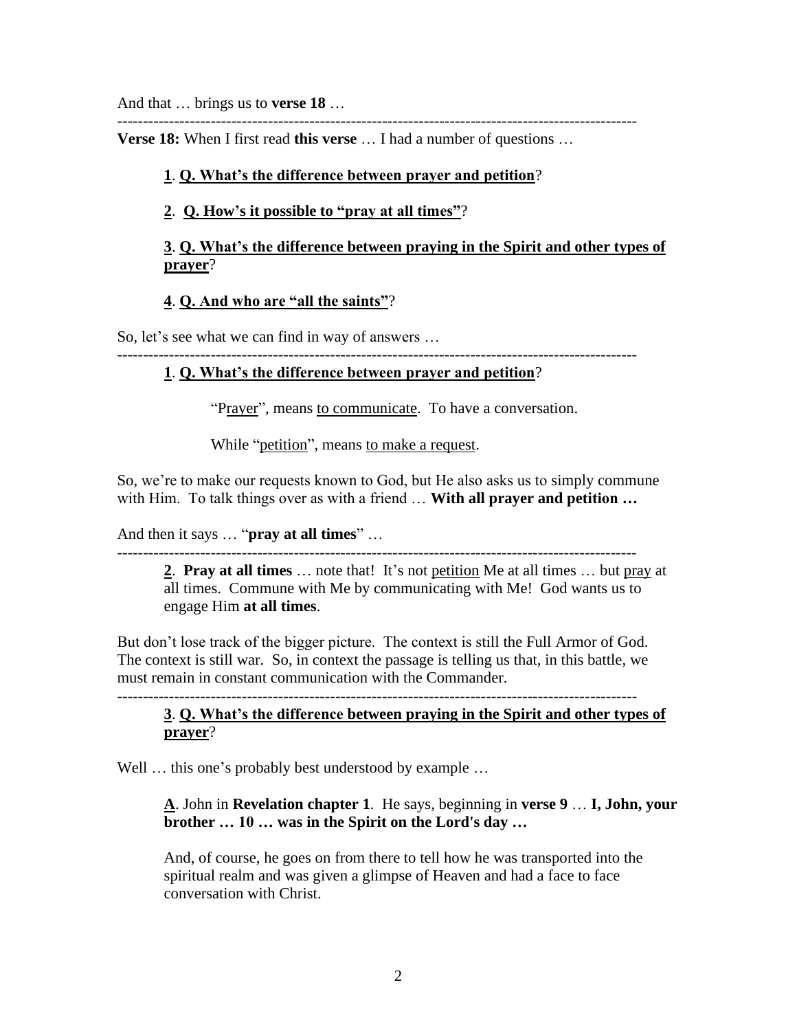And that … brings us to **verse 18** …

---

**Verse 18:** When I first read **this verse** … I had a number of questions …

> **1**. **Q. What's the difference between prayer and petition**?
>
> **2**. **Q. How's it possible to "pray at all times"**?
>
> **3**. **Q. What's the difference between praying in the Spirit and other types of prayer**?
>
> **4**. **Q. And who are "all the saints"**?

So, let's see what we can find in way of answers …

---

> **1**. **Q. What's the difference between prayer and petition**?
>
> > "Prayer", means to communicate. To have a conversation.
> >
> > While "petition", means to make a request.

So, we're to make our requests known to God, but He also asks us to simply commune with Him. To talk things over as with a friend … **With all prayer and petition …**

And then it says … "**pray at all times**" …

---

> **2**. **Pray at all times** … note that! It's not petition Me at all times … but pray at all times. Commune with Me by communicating with Me! God wants us to engage Him **at all times**.

But don't lose track of the bigger picture. The context is still the Full Armor of God. The context is still war. So, in context the passage is telling us that, in this battle, we must remain in constant communication with the Commander.

---

> **3**. **Q. What's the difference between praying in the Spirit and other types of prayer**?

Well … this one's probably best understood by example …

> **A**. John in **Revelation chapter 1**. He says, beginning in **verse 9** … **I, John, your brother … 10 … was in the Spirit on the Lord's day …**
>
> And, of course, he goes on from there to tell how he was transported into the spiritual realm and was given a glimpse of Heaven and had a face to face conversation with Christ.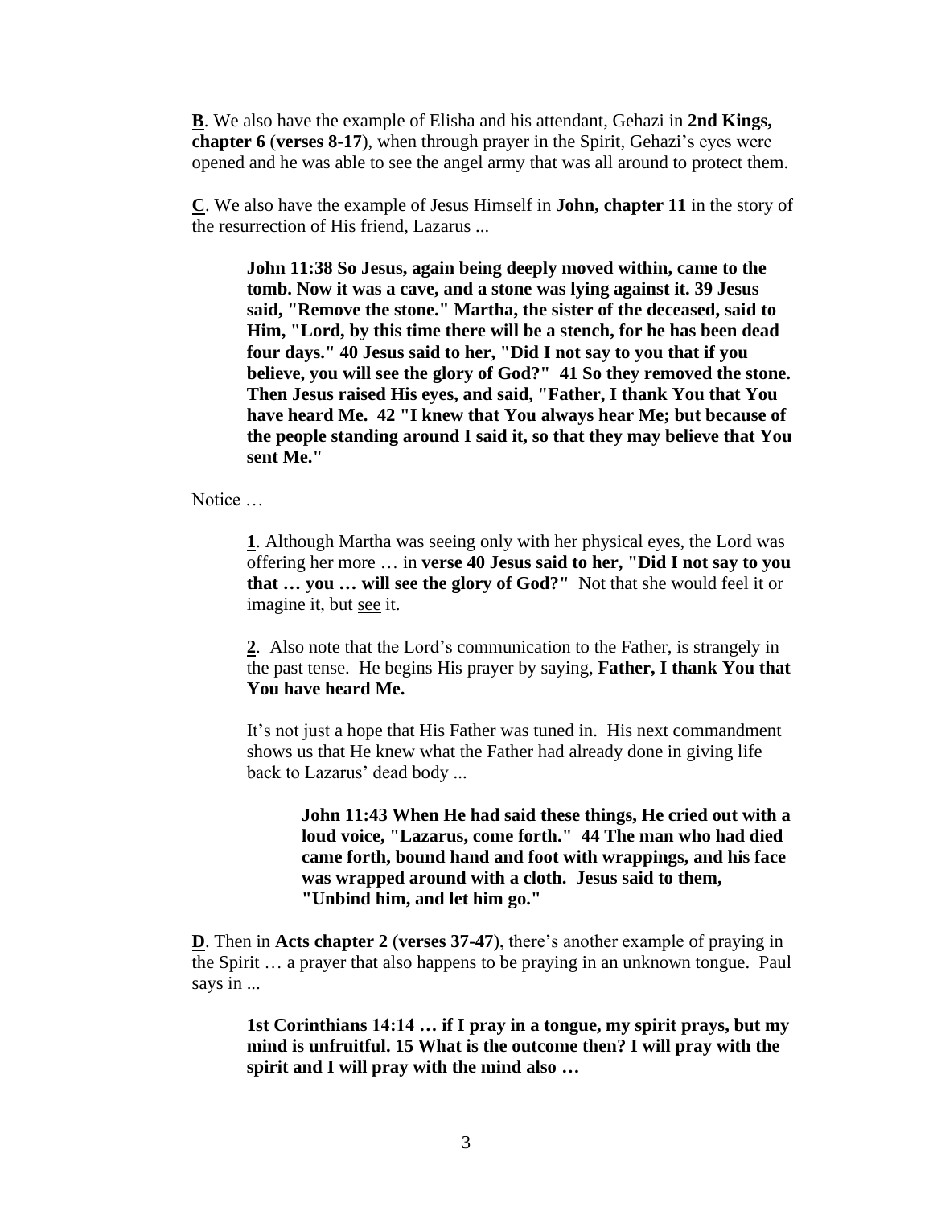**B**. We also have the example of Elisha and his attendant, Gehazi in **2nd Kings, chapter 6** (**verses 8-17**), when through prayer in the Spirit, Gehazi's eyes were opened and he was able to see the angel army that was all around to protect them.

**C**. We also have the example of Jesus Himself in **John, chapter 11** in the story of the resurrection of His friend, Lazarus ...

> **John 11:38 So Jesus, again being deeply moved within, came to the tomb. Now it was a cave, and a stone was lying against it. 39 Jesus said, "Remove the stone." Martha, the sister of the deceased, said to Him, "Lord, by this time there will be a stench, for he has been dead four days." 40 Jesus said to her, "Did I not say to you that if you believe, you will see the glory of God?" 41 So they removed the stone. Then Jesus raised His eyes, and said, "Father, I thank You that You have heard Me. 42 "I knew that You always hear Me; but because of the people standing around I said it, so that they may believe that You sent Me."**

Notice …

> **1**. Although Martha was seeing only with her physical eyes, the Lord was offering her more … in **verse 40 Jesus said to her, "Did I not say to you that … you … will see the glory of God?"** Not that she would feel it or imagine it, but <u>see</u> it.
>
> **2**. Also note that the Lord's communication to the Father, is strangely in the past tense. He begins His prayer by saying, **Father, I thank You that You have heard Me.**
>
> It's not just a hope that His Father was tuned in. His next commandment shows us that He knew what the Father had already done in giving life back to Lazarus' dead body ...
>
> > **John 11:43 When He had said these things, He cried out with a loud voice, "Lazarus, come forth." 44 The man who had died came forth, bound hand and foot with wrappings, and his face was wrapped around with a cloth. Jesus said to them, "Unbind him, and let him go."**

**D**. Then in **Acts chapter 2** (**verses 37-47**), there's another example of praying in the Spirit … a prayer that also happens to be praying in an unknown tongue. Paul says in ...

> **1st Corinthians 14:14 … if I pray in a tongue, my spirit prays, but my mind is unfruitful. 15 What is the outcome then? I will pray with the spirit and I will pray with the mind also …**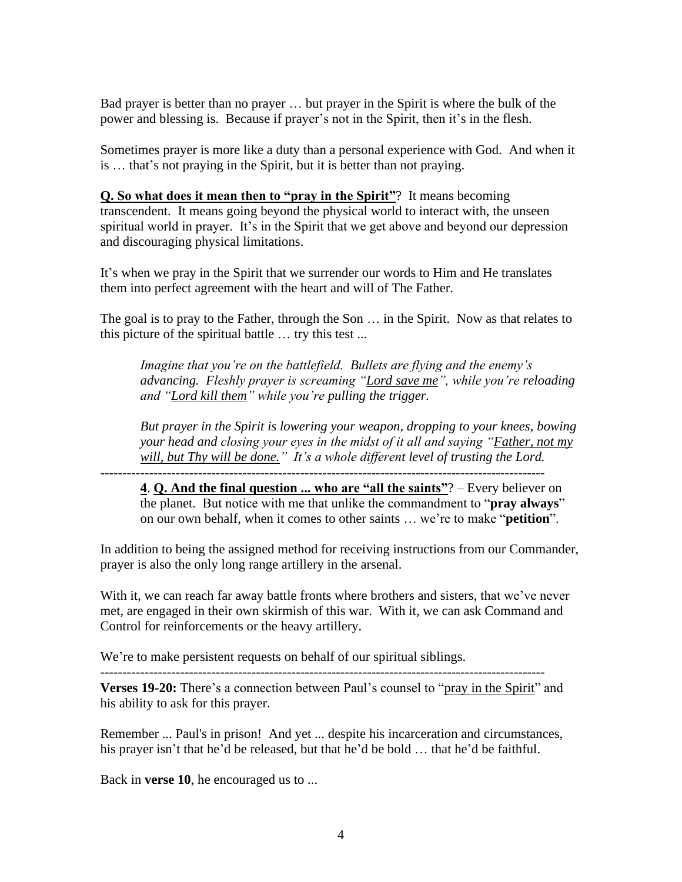Bad prayer is better than no prayer … but prayer in the Spirit is where the bulk of the power and blessing is. Because if prayer's not in the Spirit, then it's in the flesh.

Sometimes prayer is more like a duty than a personal experience with God. And when it is … that's not praying in the Spirit, but it is better than not praying.

**<u>Q. So what does it mean then to "pray in the Spirit"</u>**? It means becoming transcendent. It means going beyond the physical world to interact with, the unseen spiritual world in prayer. It's in the Spirit that we get above and beyond our depression and discouraging physical limitations.

It's when we pray in the Spirit that we surrender our words to Him and He translates them into perfect agreement with the heart and will of The Father.

The goal is to pray to the Father, through the Son … in the Spirit. Now as that relates to this picture of the spiritual battle … try this test ...

> *Imagine that you're on the battlefield. Bullets are flying and the enemy's advancing. Fleshly prayer is screaming "<u>Lord save me</u>", while you're reloading and "<u>Lord kill them</u>" while you're pulling the trigger.*
>
> *But prayer in the Spirit is lowering your weapon, dropping to your knees, bowing your head and closing your eyes in the midst of it all and saying "<u>Father, not my will, but Thy will be done.</u>" It's a whole different level of trusting the Lord.*

---

> **<u>4</u>**. **<u>Q. And the final question ... who are "all the saints"</u>**? – Every believer on the planet. But notice with me that unlike the commandment to "**pray always**" on our own behalf, when it comes to other saints … we're to make "**petition**".

In addition to being the assigned method for receiving instructions from our Commander, prayer is also the only long range artillery in the arsenal.

With it, we can reach far away battle fronts where brothers and sisters, that we've never met, are engaged in their own skirmish of this war. With it, we can ask Command and Control for reinforcements or the heavy artillery.

We're to make persistent requests on behalf of our spiritual siblings.

---

**Verses 19-20:** There's a connection between Paul's counsel to "<u>pray in the Spirit</u>" and his ability to ask for this prayer.

Remember ... Paul's in prison! And yet ... despite his incarceration and circumstances, his prayer isn't that he'd be released, but that he'd be bold … that he'd be faithful.

Back in **verse 10**, he encouraged us to ...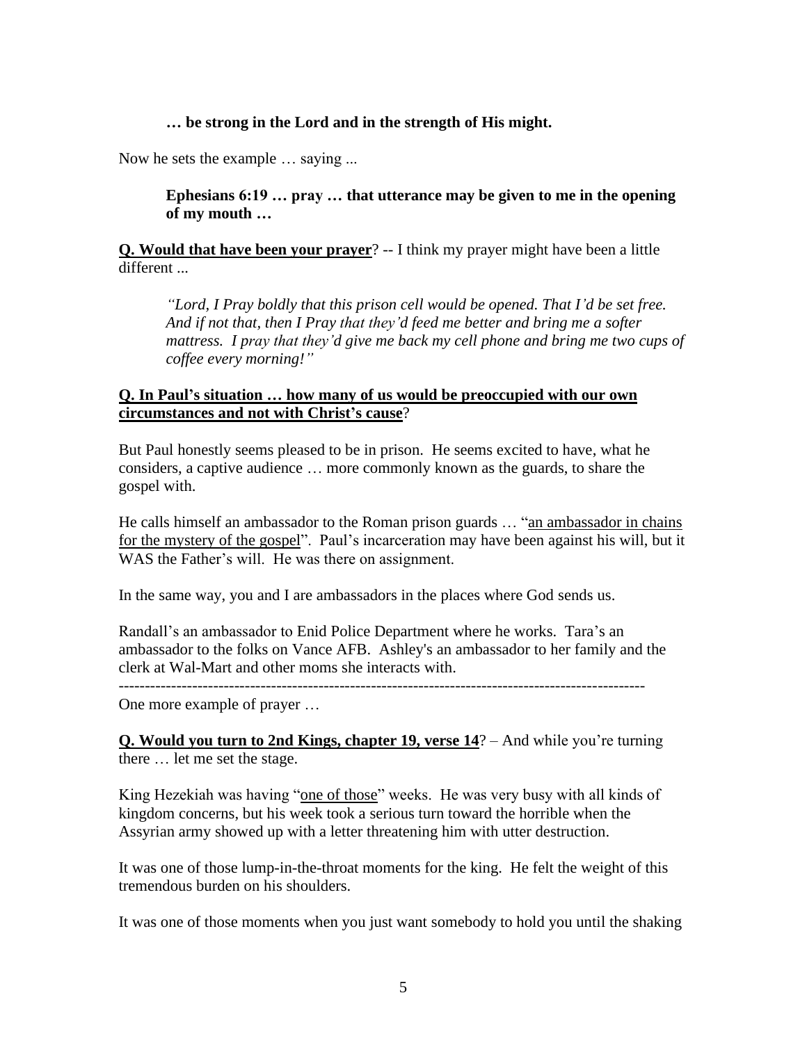> **… be strong in the Lord and in the strength of His might.**

Now he sets the example … saying ...

> **Ephesians 6:19 … pray … that utterance may be given to me in the opening of my mouth …**

**<u>Q. Would that have been your prayer</u>**? -- I think my prayer might have been a little different ...

> *"Lord, I Pray boldly that this prison cell would be opened. That I'd be set free. And if not that, then I Pray that they'd feed me better and bring me a softer mattress. I pray that they'd give me back my cell phone and bring me two cups of coffee every morning!"*

**<u>Q. In Paul's situation … how many of us would be preoccupied with our own circumstances and not with Christ's cause</u>**?

But Paul honestly seems pleased to be in prison. He seems excited to have, what he considers, a captive audience … more commonly known as the guards, to share the gospel with.

He calls himself an ambassador to the Roman prison guards … "<u>an ambassador in chains for the mystery of the gospel</u>". Paul's incarceration may have been against his will, but it WAS the Father's will. He was there on assignment.

In the same way, you and I are ambassadors in the places where God sends us.

Randall's an ambassador to Enid Police Department where he works. Tara's an ambassador to the folks on Vance AFB. Ashley's an ambassador to her family and the clerk at Wal-Mart and other moms she interacts with.

---

One more example of prayer …

**<u>Q. Would you turn to 2nd Kings, chapter 19, verse 14</u>**? – And while you're turning there … let me set the stage.

King Hezekiah was having "<u>one of those</u>" weeks. He was very busy with all kinds of kingdom concerns, but his week took a serious turn toward the horrible when the Assyrian army showed up with a letter threatening him with utter destruction.

It was one of those lump-in-the-throat moments for the king. He felt the weight of this tremendous burden on his shoulders.

It was one of those moments when you just want somebody to hold you until the shaking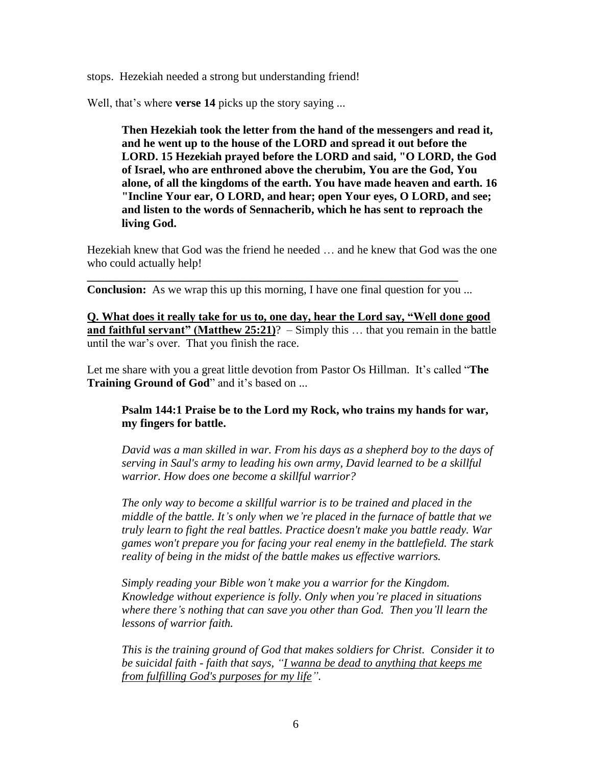stops. Hezekiah needed a strong but understanding friend!

Well, that's where **verse 14** picks up the story saying ...

> **Then Hezekiah took the letter from the hand of the messengers and read it, and he went up to the house of the LORD and spread it out before the LORD. 15 Hezekiah prayed before the LORD and said, "O LORD, the God of Israel, who are enthroned above the cherubim, You are the God, You alone, of all the kingdoms of the earth. You have made heaven and earth. 16 "Incline Your ear, O LORD, and hear; open Your eyes, O LORD, and see; and listen to the words of Sennacherib, which he has sent to reproach the living God.**

Hezekiah knew that God was the friend he needed … and he knew that God was the one who could actually help!

---

**Conclusion:** As we wrap this up this morning, I have one final question for you ...

<u>**Q. What does it really take for us to, one day, hear the Lord say, "Well done good and faithful servant" (Matthew 25:21)**</u>? – Simply this … that you remain in the battle until the war's over. That you finish the race.

Let me share with you a great little devotion from Pastor Os Hillman. It's called "**The Training Ground of God**" and it's based on ...

> **Psalm 144:1 Praise be to the Lord my Rock, who trains my hands for war, my fingers for battle.**
>
> *David was a man skilled in war. From his days as a shepherd boy to the days of serving in Saul's army to leading his own army, David learned to be a skillful warrior. How does one become a skillful warrior?*
>
> *The only way to become a skillful warrior is to be trained and placed in the middle of the battle. It's only when we're placed in the furnace of battle that we truly learn to fight the real battles. Practice doesn't make you battle ready. War games won't prepare you for facing your real enemy in the battlefield. The stark reality of being in the midst of the battle makes us effective warriors.*
>
> *Simply reading your Bible won't make you a warrior for the Kingdom. Knowledge without experience is folly. Only when you're placed in situations where there's nothing that can save you other than God. Then you'll learn the lessons of warrior faith.*
>
> *This is the training ground of God that makes soldiers for Christ. Consider it to be suicidal faith - faith that says, "<u>I wanna be dead to anything that keeps me from fulfilling God's purposes for my life</u>".*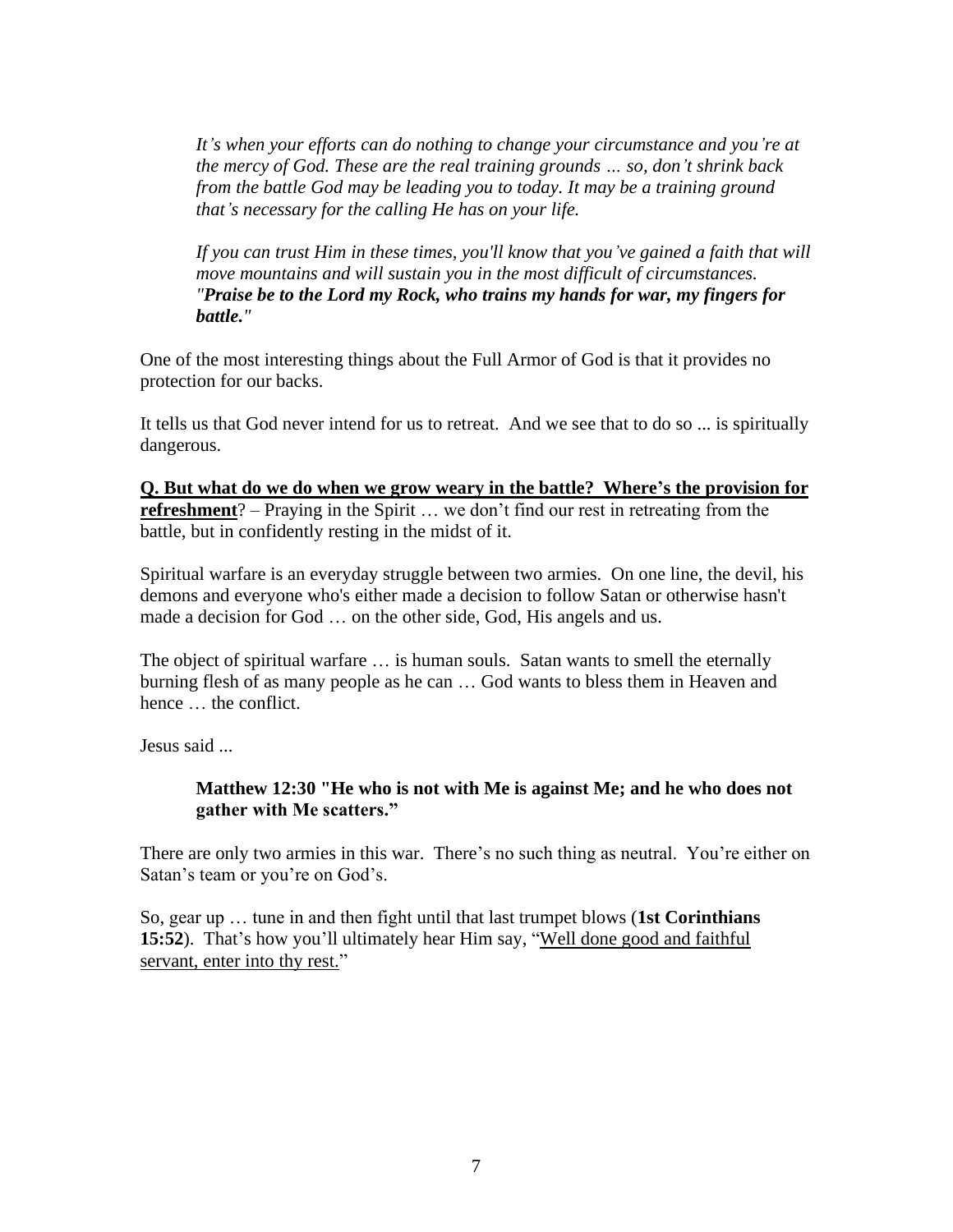*It's when your efforts can do nothing to change your circumstance and you're at the mercy of God. These are the real training grounds … so, don't shrink back from the battle God may be leading you to today. It may be a training ground that's necessary for the calling He has on your life.*

*If you can trust Him in these times, you'll know that you've gained a faith that will move mountains and will sustain you in the most difficult of circumstances.* ***"Praise be to the Lord my Rock, who trains my hands for war, my fingers for battle."***

One of the most interesting things about the Full Armor of God is that it provides no protection for our backs.

It tells us that God never intend for us to retreat. And we see that to do so ... is spiritually dangerous.

<u>**Q. But what do we do when we grow weary in the battle? Where's the provision for refreshment**</u>? – Praying in the Spirit … we don't find our rest in retreating from the battle, but in confidently resting in the midst of it.

Spiritual warfare is an everyday struggle between two armies. On one line, the devil, his demons and everyone who's either made a decision to follow Satan or otherwise hasn't made a decision for God … on the other side, God, His angels and us.

The object of spiritual warfare … is human souls. Satan wants to smell the eternally burning flesh of as many people as he can … God wants to bless them in Heaven and hence … the conflict.

Jesus said ...

> **Matthew 12:30 "He who is not with Me is against Me; and he who does not gather with Me scatters."**

There are only two armies in this war. There's no such thing as neutral. You're either on Satan's team or you're on God's.

So, gear up … tune in and then fight until that last trumpet blows (**1st Corinthians 15:52**). That's how you'll ultimately hear Him say, "<u>Well done good and faithful servant, enter into thy rest.</u>"